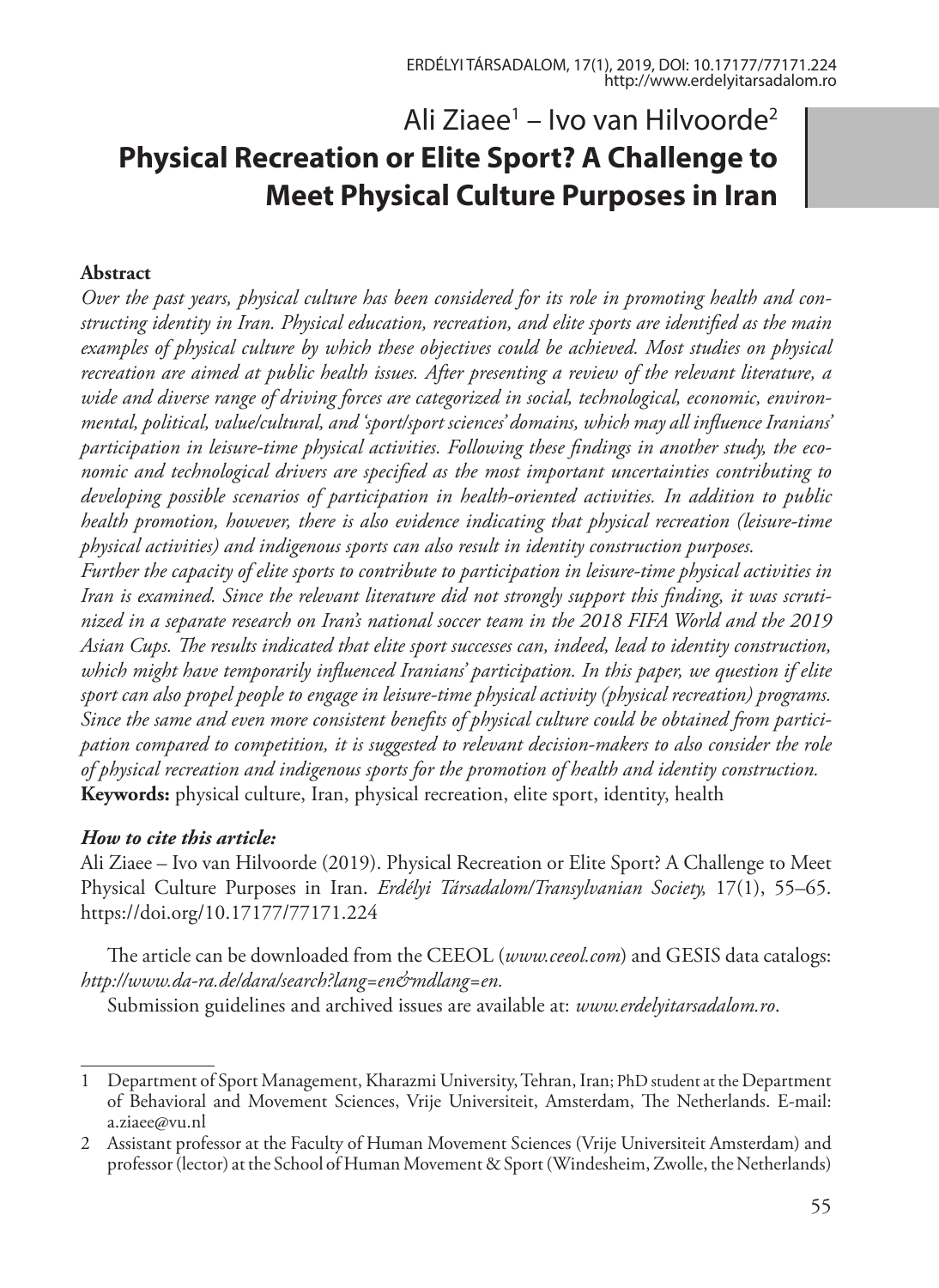Ali Ziaee[1] – Ivo van Hilvoorde[2]

# Physical Recreation or Elite Sport? A Challenge to Meet Physical Culture Purposes in Iran

**Abstract**

*Over the past years, physical culture has been considered for its role in promoting health and constructing identity in Iran. Physical education, recreation, and elite sports are identified as the main examples of physical culture by which these objectives could be achieved. Most studies on physical recreation are aimed at public health issues. After presenting a review of the relevant literature, a wide and diverse range of driving forces are categorized in social, technological, economic, environmental, political, value/cultural, and 'sport/sport sciences' domains, which may all influence Iranians' participation in leisure-time physical activities. Following these findings in another study, the economic and technological drivers are specified as the most important uncertainties contributing to developing possible scenarios of participation in health-oriented activities. In addition to public health promotion, however, there is also evidence indicating that physical recreation (leisure-time physical activities) and indigenous sports can also result in identity construction purposes.*

*Further the capacity of elite sports to contribute to participation in leisure-time physical activities in Iran is examined. Since the relevant literature did not strongly support this finding, it was scrutinized in a separate research on Iran's national soccer team in the 2018 FIFA World and the 2019 Asian Cups. The results indicated that elite sport successes can, indeed, lead to identity construction, which might have temporarily influenced Iranians' participation. In this paper, we question if elite sport can also propel people to engage in leisure-time physical activity (physical recreation) programs. Since the same and even more consistent benefits of physical culture could be obtained from participation compared to competition, it is suggested to relevant decision-makers to also consider the role of physical recreation and indigenous sports for the promotion of health and identity construction.*

**Keywords:** physical culture, Iran, physical recreation, elite sport, identity, health

***How to cite this article:***

Ali Ziaee – Ivo van Hilvoorde (2019). Physical Recreation or Elite Sport? A Challenge to Meet Physical Culture Purposes in Iran. *Erdélyi Társadalom/Transylvanian Society,* 17(1), 55–65. https://doi.org/10.17177/77171.224

The article can be downloaded from the CEEOL (*www.ceeol.com*) and GESIS data catalogs: *http://www.da-ra.de/dara/search?lang=en&mdlang=en.*

Submission guidelines and archived issues are available at: *www.erdelyitarsadalom.ro*.

---

1 Department of Sport Management, Kharazmi University, Tehran, Iran; PhD student at the Department of Behavioral and Movement Sciences, Vrije Universiteit, Amsterdam, The Netherlands. E-mail: a.ziaee@vu.nl

2 Assistant professor at the Faculty of Human Movement Sciences (Vrije Universiteit Amsterdam) and professor (lector) at the School of Human Movement & Sport (Windesheim, Zwolle, the Netherlands)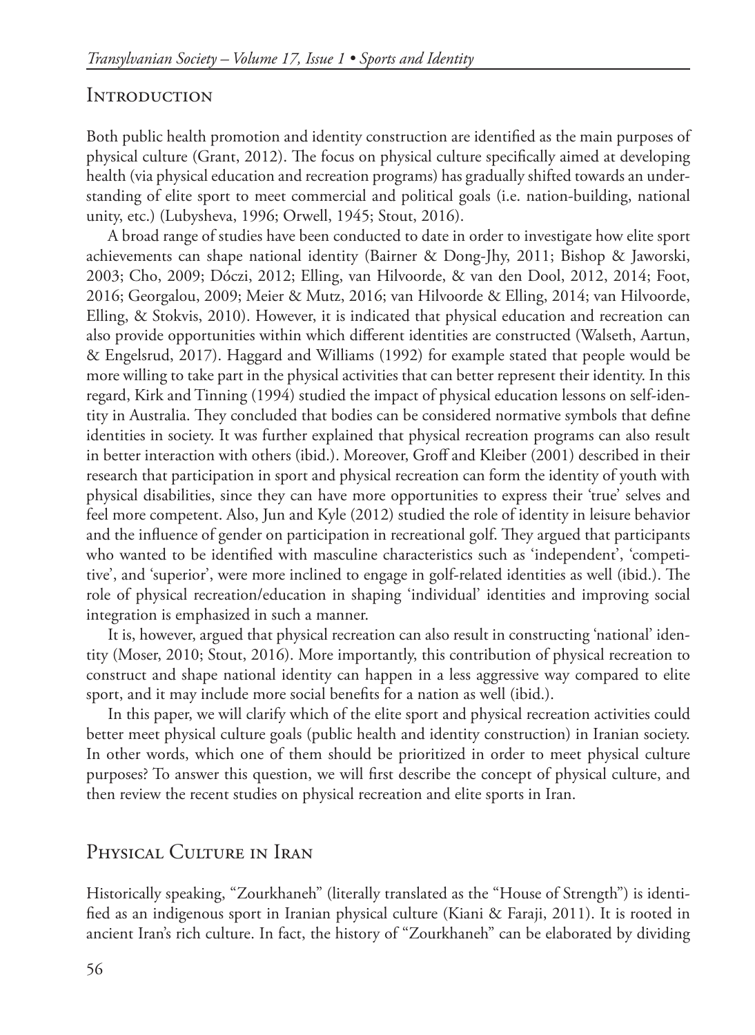## Introduction

Both public health promotion and identity construction are identified as the main purposes of physical culture (Grant, 2012). The focus on physical culture specifically aimed at developing health (via physical education and recreation programs) has gradually shifted towards an understanding of elite sport to meet commercial and political goals (i.e. nation-building, national unity, etc.) (Lubysheva, 1996; Orwell, 1945; Stout, 2016).

A broad range of studies have been conducted to date in order to investigate how elite sport achievements can shape national identity (Bairner & Dong-Jhy, 2011; Bishop & Jaworski, 2003; Cho, 2009; Dóczi, 2012; Elling, van Hilvoorde, & van den Dool, 2012, 2014; Foot, 2016; Georgalou, 2009; Meier & Mutz, 2016; van Hilvoorde & Elling, 2014; van Hilvoorde, Elling, & Stokvis, 2010). However, it is indicated that physical education and recreation can also provide opportunities within which different identities are constructed (Walseth, Aartun, & Engelsrud, 2017). Haggard and Williams (1992) for example stated that people would be more willing to take part in the physical activities that can better represent their identity. In this regard, Kirk and Tinning (1994) studied the impact of physical education lessons on self-identity in Australia. They concluded that bodies can be considered normative symbols that define identities in society. It was further explained that physical recreation programs can also result in better interaction with others (ibid.). Moreover, Groff and Kleiber (2001) described in their research that participation in sport and physical recreation can form the identity of youth with physical disabilities, since they can have more opportunities to express their 'true' selves and feel more competent. Also, Jun and Kyle (2012) studied the role of identity in leisure behavior and the influence of gender on participation in recreational golf. They argued that participants who wanted to be identified with masculine characteristics such as 'independent', 'competitive', and 'superior', were more inclined to engage in golf-related identities as well (ibid.). The role of physical recreation/education in shaping 'individual' identities and improving social integration is emphasized in such a manner.

It is, however, argued that physical recreation can also result in constructing 'national' identity (Moser, 2010; Stout, 2016). More importantly, this contribution of physical recreation to construct and shape national identity can happen in a less aggressive way compared to elite sport, and it may include more social benefits for a nation as well (ibid.).

In this paper, we will clarify which of the elite sport and physical recreation activities could better meet physical culture goals (public health and identity construction) in Iranian society. In other words, which one of them should be prioritized in order to meet physical culture purposes? To answer this question, we will first describe the concept of physical culture, and then review the recent studies on physical recreation and elite sports in Iran.

## Physical Culture in Iran

Historically speaking, "Zourkhaneh" (literally translated as the "House of Strength") is identified as an indigenous sport in Iranian physical culture (Kiani & Faraji, 2011). It is rooted in ancient Iran's rich culture. In fact, the history of "Zourkhaneh" can be elaborated by dividing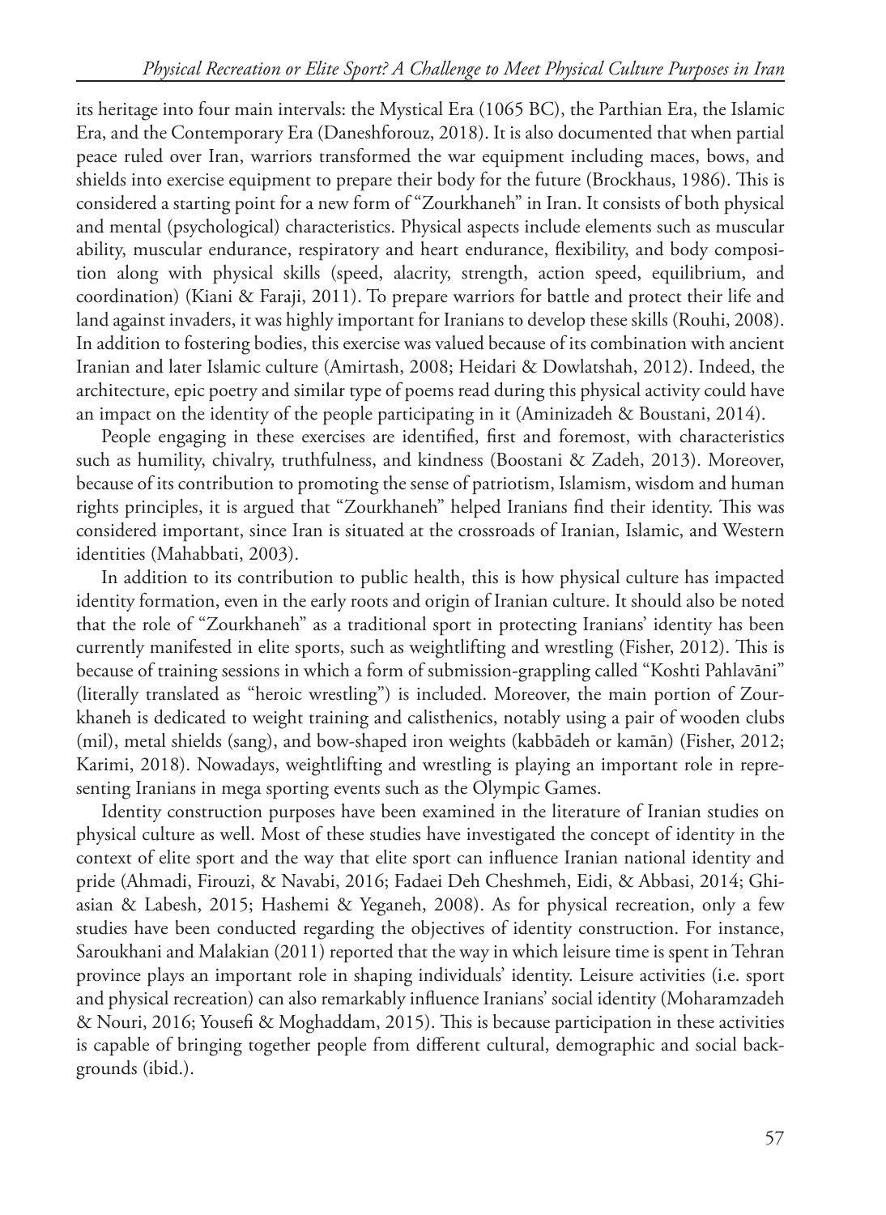its heritage into four main intervals: the Mystical Era (1065 BC), the Parthian Era, the Islamic Era, and the Contemporary Era (Daneshforouz, 2018). It is also documented that when partial peace ruled over Iran, warriors transformed the war equipment including maces, bows, and shields into exercise equipment to prepare their body for the future (Brockhaus, 1986). This is considered a starting point for a new form of "Zourkhaneh" in Iran. It consists of both physical and mental (psychological) characteristics. Physical aspects include elements such as muscular ability, muscular endurance, respiratory and heart endurance, flexibility, and body composition along with physical skills (speed, alacrity, strength, action speed, equilibrium, and coordination) (Kiani & Faraji, 2011). To prepare warriors for battle and protect their life and land against invaders, it was highly important for Iranians to develop these skills (Rouhi, 2008). In addition to fostering bodies, this exercise was valued because of its combination with ancient Iranian and later Islamic culture (Amirtash, 2008; Heidari & Dowlatshah, 2012). Indeed, the architecture, epic poetry and similar type of poems read during this physical activity could have an impact on the identity of the people participating in it (Aminizadeh & Boustani, 2014).

People engaging in these exercises are identified, first and foremost, with characteristics such as humility, chivalry, truthfulness, and kindness (Boostani & Zadeh, 2013). Moreover, because of its contribution to promoting the sense of patriotism, Islamism, wisdom and human rights principles, it is argued that "Zourkhaneh" helped Iranians find their identity. This was considered important, since Iran is situated at the crossroads of Iranian, Islamic, and Western identities (Mahabbati, 2003).

In addition to its contribution to public health, this is how physical culture has impacted identity formation, even in the early roots and origin of Iranian culture. It should also be noted that the role of "Zourkhaneh" as a traditional sport in protecting Iranians' identity has been currently manifested in elite sports, such as weightlifting and wrestling (Fisher, 2012). This is because of training sessions in which a form of submission-grappling called "Koshti Pahlavāni" (literally translated as "heroic wrestling") is included. Moreover, the main portion of Zourkhaneh is dedicated to weight training and calisthenics, notably using a pair of wooden clubs (mil), metal shields (sang), and bow-shaped iron weights (kabbādeh or kamān) (Fisher, 2012; Karimi, 2018). Nowadays, weightlifting and wrestling is playing an important role in representing Iranians in mega sporting events such as the Olympic Games.

Identity construction purposes have been examined in the literature of Iranian studies on physical culture as well. Most of these studies have investigated the concept of identity in the context of elite sport and the way that elite sport can influence Iranian national identity and pride (Ahmadi, Firouzi, & Navabi, 2016; Fadaei Deh Cheshmeh, Eidi, & Abbasi, 2014; Ghiasian & Labesh, 2015; Hashemi & Yeganeh, 2008). As for physical recreation, only a few studies have been conducted regarding the objectives of identity construction. For instance, Saroukhani and Malakian (2011) reported that the way in which leisure time is spent in Tehran province plays an important role in shaping individuals' identity. Leisure activities (i.e. sport and physical recreation) can also remarkably influence Iranians' social identity (Moharamzadeh & Nouri, 2016; Yousefi & Moghaddam, 2015). This is because participation in these activities is capable of bringing together people from different cultural, demographic and social backgrounds (ibid.).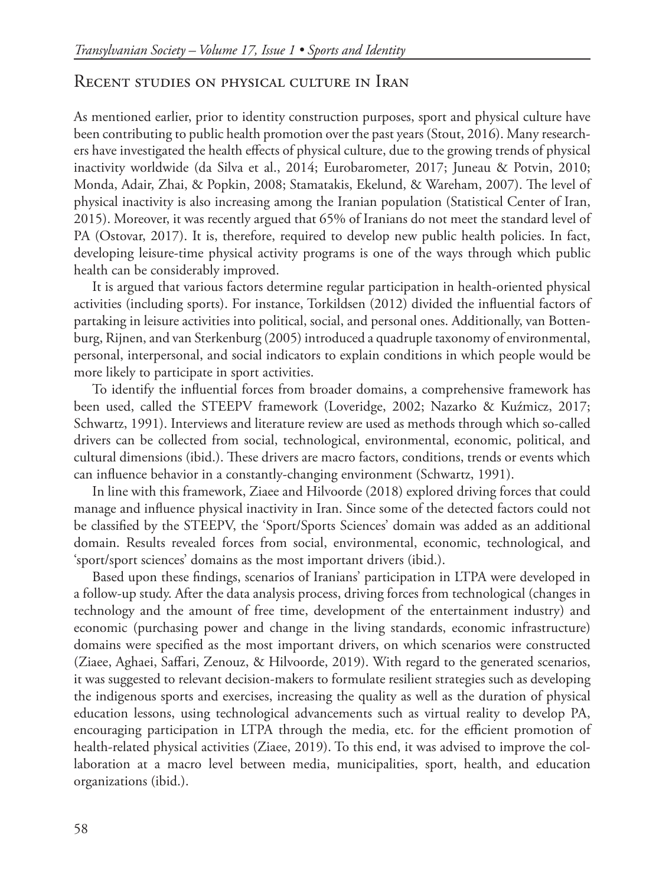## Recent studies on physical culture in Iran

As mentioned earlier, prior to identity construction purposes, sport and physical culture have been contributing to public health promotion over the past years (Stout, 2016). Many researchers have investigated the health effects of physical culture, due to the growing trends of physical inactivity worldwide (da Silva et al., 2014; Eurobarometer, 2017; Juneau & Potvin, 2010; Monda, Adair, Zhai, & Popkin, 2008; Stamatakis, Ekelund, & Wareham, 2007). The level of physical inactivity is also increasing among the Iranian population (Statistical Center of Iran, 2015). Moreover, it was recently argued that 65% of Iranians do not meet the standard level of PA (Ostovar, 2017). It is, therefore, required to develop new public health policies. In fact, developing leisure-time physical activity programs is one of the ways through which public health can be considerably improved.

It is argued that various factors determine regular participation in health-oriented physical activities (including sports). For instance, Torkildsen (2012) divided the influential factors of partaking in leisure activities into political, social, and personal ones. Additionally, van Bottenburg, Rijnen, and van Sterkenburg (2005) introduced a quadruple taxonomy of environmental, personal, interpersonal, and social indicators to explain conditions in which people would be more likely to participate in sport activities.

To identify the influential forces from broader domains, a comprehensive framework has been used, called the STEEPV framework (Loveridge, 2002; Nazarko & Kuźmicz, 2017; Schwartz, 1991). Interviews and literature review are used as methods through which so-called drivers can be collected from social, technological, environmental, economic, political, and cultural dimensions (ibid.). These drivers are macro factors, conditions, trends or events which can influence behavior in a constantly-changing environment (Schwartz, 1991).

In line with this framework, Ziaee and Hilvoorde (2018) explored driving forces that could manage and influence physical inactivity in Iran. Since some of the detected factors could not be classified by the STEEPV, the 'Sport/Sports Sciences' domain was added as an additional domain. Results revealed forces from social, environmental, economic, technological, and 'sport/sport sciences' domains as the most important drivers (ibid.).

Based upon these findings, scenarios of Iranians' participation in LTPA were developed in a follow-up study. After the data analysis process, driving forces from technological (changes in technology and the amount of free time, development of the entertainment industry) and economic (purchasing power and change in the living standards, economic infrastructure) domains were specified as the most important drivers, on which scenarios were constructed (Ziaee, Aghaei, Saffari, Zenouz, & Hilvoorde, 2019). With regard to the generated scenarios, it was suggested to relevant decision-makers to formulate resilient strategies such as developing the indigenous sports and exercises, increasing the quality as well as the duration of physical education lessons, using technological advancements such as virtual reality to develop PA, encouraging participation in LTPA through the media, etc. for the efficient promotion of health-related physical activities (Ziaee, 2019). To this end, it was advised to improve the collaboration at a macro level between media, municipalities, sport, health, and education organizations (ibid.).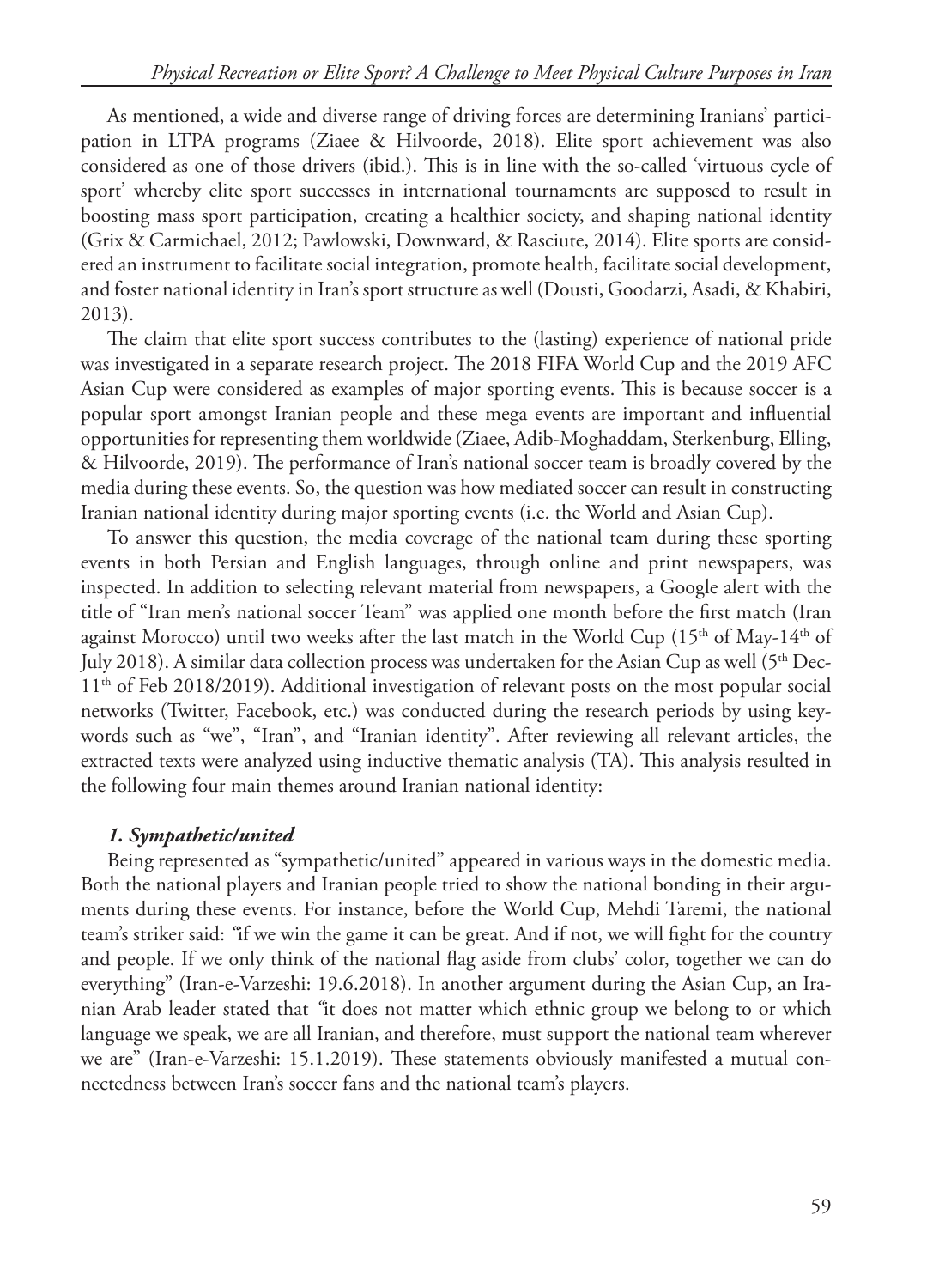As mentioned, a wide and diverse range of driving forces are determining Iranians' participation in LTPA programs (Ziaee & Hilvoorde, 2018). Elite sport achievement was also considered as one of those drivers (ibid.). This is in line with the so-called 'virtuous cycle of sport' whereby elite sport successes in international tournaments are supposed to result in boosting mass sport participation, creating a healthier society, and shaping national identity (Grix & Carmichael, 2012; Pawlowski, Downward, & Rasciute, 2014). Elite sports are considered an instrument to facilitate social integration, promote health, facilitate social development, and foster national identity in Iran's sport structure as well (Dousti, Goodarzi, Asadi, & Khabiri, 2013).

The claim that elite sport success contributes to the (lasting) experience of national pride was investigated in a separate research project. The 2018 FIFA World Cup and the 2019 AFC Asian Cup were considered as examples of major sporting events. This is because soccer is a popular sport amongst Iranian people and these mega events are important and influential opportunities for representing them worldwide (Ziaee, Adib-Moghaddam, Sterkenburg, Elling, & Hilvoorde, 2019). The performance of Iran's national soccer team is broadly covered by the media during these events. So, the question was how mediated soccer can result in constructing Iranian national identity during major sporting events (i.e. the World and Asian Cup).

To answer this question, the media coverage of the national team during these sporting events in both Persian and English languages, through online and print newspapers, was inspected. In addition to selecting relevant material from newspapers, a Google alert with the title of "Iran men's national soccer Team" was applied one month before the first match (Iran against Morocco) until two weeks after the last match in the World Cup (15th of May-14th of July 2018). A similar data collection process was undertaken for the Asian Cup as well (5th Dec-11th of Feb 2018/2019). Additional investigation of relevant posts on the most popular social networks (Twitter, Facebook, etc.) was conducted during the research periods by using keywords such as "we", "Iran", and "Iranian identity". After reviewing all relevant articles, the extracted texts were analyzed using inductive thematic analysis (TA). This analysis resulted in the following four main themes around Iranian national identity:

### *1. Sympathetic/united*

Being represented as "sympathetic/united" appeared in various ways in the domestic media. Both the national players and Iranian people tried to show the national bonding in their arguments during these events. For instance, before the World Cup, Mehdi Taremi, the national team's striker said: *"if we win the game it can be great. And if not, we will fight for the country and people. If we only think of the national flag aside from clubs' color, together we can do everything"* (Iran-e-Varzeshi: 19.6.2018). In another argument during the Asian Cup, an Iranian Arab leader stated that *"it does not matter which ethnic group we belong to or which language we speak, we are all Iranian, and therefore, must support the national team wherever we are"* (Iran-e-Varzeshi: 15.1.2019). These statements obviously manifested a mutual connectedness between Iran's soccer fans and the national team's players.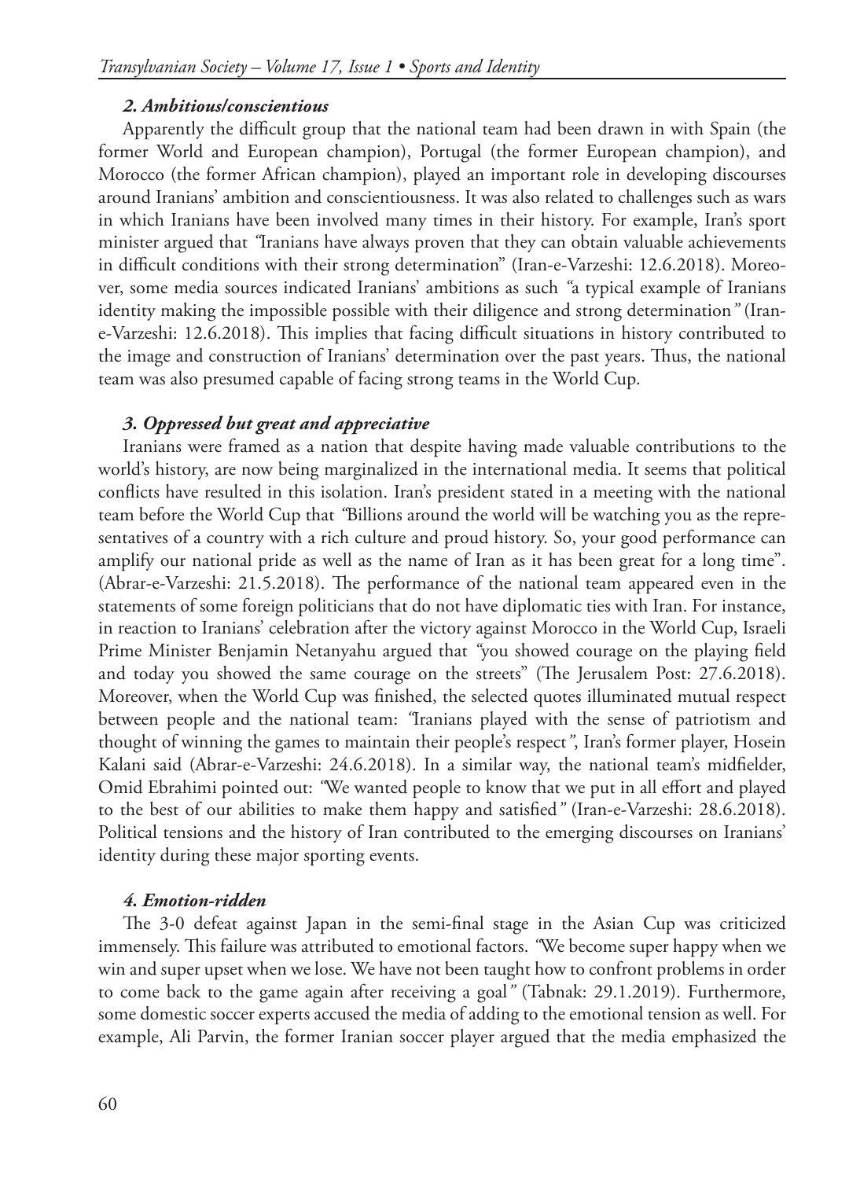### *2. Ambitious/conscientious*

Apparently the difficult group that the national team had been drawn in with Spain (the former World and European champion), Portugal (the former European champion), and Morocco (the former African champion), played an important role in developing discourses around Iranians' ambition and conscientiousness. It was also related to challenges such as wars in which Iranians have been involved many times in their history. For example, Iran's sport minister argued that *"Iranians have always proven that they can obtain valuable achievements in difficult conditions with their strong determination"* (Iran-e-Varzeshi: 12.6.2018). Moreover, some media sources indicated Iranians' ambitions as such *"a typical example of Iranians identity making the impossible possible with their diligence and strong determination"* (Iran-e-Varzeshi: 12.6.2018). This implies that facing difficult situations in history contributed to the image and construction of Iranians' determination over the past years. Thus, the national team was also presumed capable of facing strong teams in the World Cup.

### *3. Oppressed but great and appreciative*

Iranians were framed as a nation that despite having made valuable contributions to the world's history, are now being marginalized in the international media. It seems that political conflicts have resulted in this isolation. Iran's president stated in a meeting with the national team before the World Cup that *"Billions around the world will be watching you as the representatives of a country with a rich culture and proud history. So, your good performance can amplify our national pride as well as the name of Iran as it has been great for a long time"*. (Abrar-e-Varzeshi: 21.5.2018). The performance of the national team appeared even in the statements of some foreign politicians that do not have diplomatic ties with Iran. For instance, in reaction to Iranians' celebration after the victory against Morocco in the World Cup, Israeli Prime Minister Benjamin Netanyahu argued that *"you showed courage on the playing field and today you showed the same courage on the streets"* (The Jerusalem Post: 27.6.2018). Moreover, when the World Cup was finished, the selected quotes illuminated mutual respect between people and the national team: *"Iranians played with the sense of patriotism and thought of winning the games to maintain their people's respect"*, Iran's former player, Hosein Kalani said (Abrar-e-Varzeshi: 24.6.2018). In a similar way, the national team's midfielder, Omid Ebrahimi pointed out: *"We wanted people to know that we put in all effort and played to the best of our abilities to make them happy and satisfied"* (Iran-e-Varzeshi: 28.6.2018). Political tensions and the history of Iran contributed to the emerging discourses on Iranians' identity during these major sporting events.

### *4. Emotion-ridden*

The 3-0 defeat against Japan in the semi-final stage in the Asian Cup was criticized immensely. This failure was attributed to emotional factors. *"We become super happy when we win and super upset when we lose. We have not been taught how to confront problems in order to come back to the game again after receiving a goal"* (Tabnak: 29.1.2019). Furthermore, some domestic soccer experts accused the media of adding to the emotional tension as well. For example, Ali Parvin, the former Iranian soccer player argued that the media emphasized the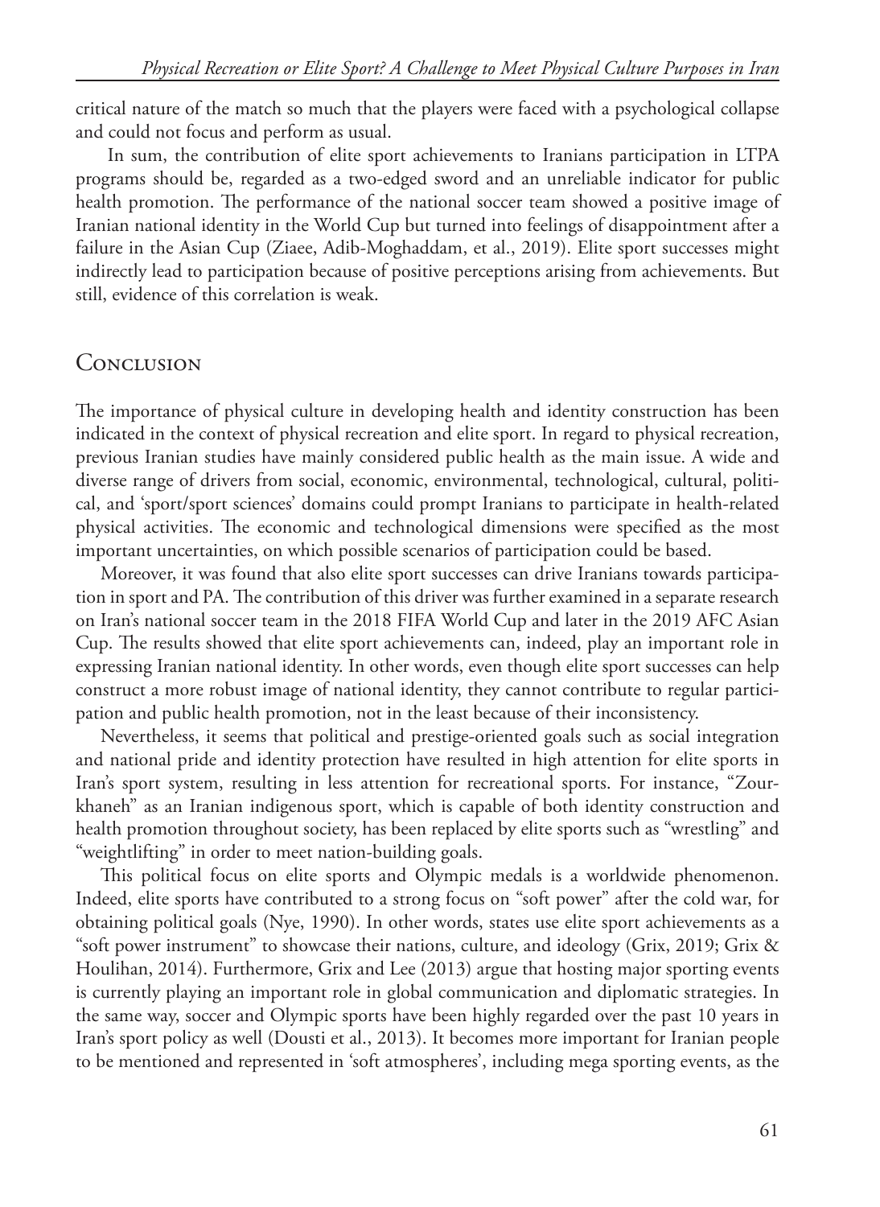critical nature of the match so much that the players were faced with a psychological collapse and could not focus and perform as usual.

In sum, the contribution of elite sport achievements to Iranians participation in LTPA programs should be, regarded as a two-edged sword and an unreliable indicator for public health promotion. The performance of the national soccer team showed a positive image of Iranian national identity in the World Cup but turned into feelings of disappointment after a failure in the Asian Cup (Ziaee, Adib-Moghaddam, et al., 2019). Elite sport successes might indirectly lead to participation because of positive perceptions arising from achievements. But still, evidence of this correlation is weak.

## Conclusion

The importance of physical culture in developing health and identity construction has been indicated in the context of physical recreation and elite sport. In regard to physical recreation, previous Iranian studies have mainly considered public health as the main issue. A wide and diverse range of drivers from social, economic, environmental, technological, cultural, political, and 'sport/sport sciences' domains could prompt Iranians to participate in health-related physical activities. The economic and technological dimensions were specified as the most important uncertainties, on which possible scenarios of participation could be based.

Moreover, it was found that also elite sport successes can drive Iranians towards participation in sport and PA. The contribution of this driver was further examined in a separate research on Iran's national soccer team in the 2018 FIFA World Cup and later in the 2019 AFC Asian Cup. The results showed that elite sport achievements can, indeed, play an important role in expressing Iranian national identity. In other words, even though elite sport successes can help construct a more robust image of national identity, they cannot contribute to regular participation and public health promotion, not in the least because of their inconsistency.

Nevertheless, it seems that political and prestige-oriented goals such as social integration and national pride and identity protection have resulted in high attention for elite sports in Iran's sport system, resulting in less attention for recreational sports. For instance, "Zourkhaneh" as an Iranian indigenous sport, which is capable of both identity construction and health promotion throughout society, has been replaced by elite sports such as "wrestling" and "weightlifting" in order to meet nation-building goals.

This political focus on elite sports and Olympic medals is a worldwide phenomenon. Indeed, elite sports have contributed to a strong focus on "soft power" after the cold war, for obtaining political goals (Nye, 1990). In other words, states use elite sport achievements as a "soft power instrument" to showcase their nations, culture, and ideology (Grix, 2019; Grix & Houlihan, 2014). Furthermore, Grix and Lee (2013) argue that hosting major sporting events is currently playing an important role in global communication and diplomatic strategies. In the same way, soccer and Olympic sports have been highly regarded over the past 10 years in Iran's sport policy as well (Dousti et al., 2013). It becomes more important for Iranian people to be mentioned and represented in 'soft atmospheres', including mega sporting events, as the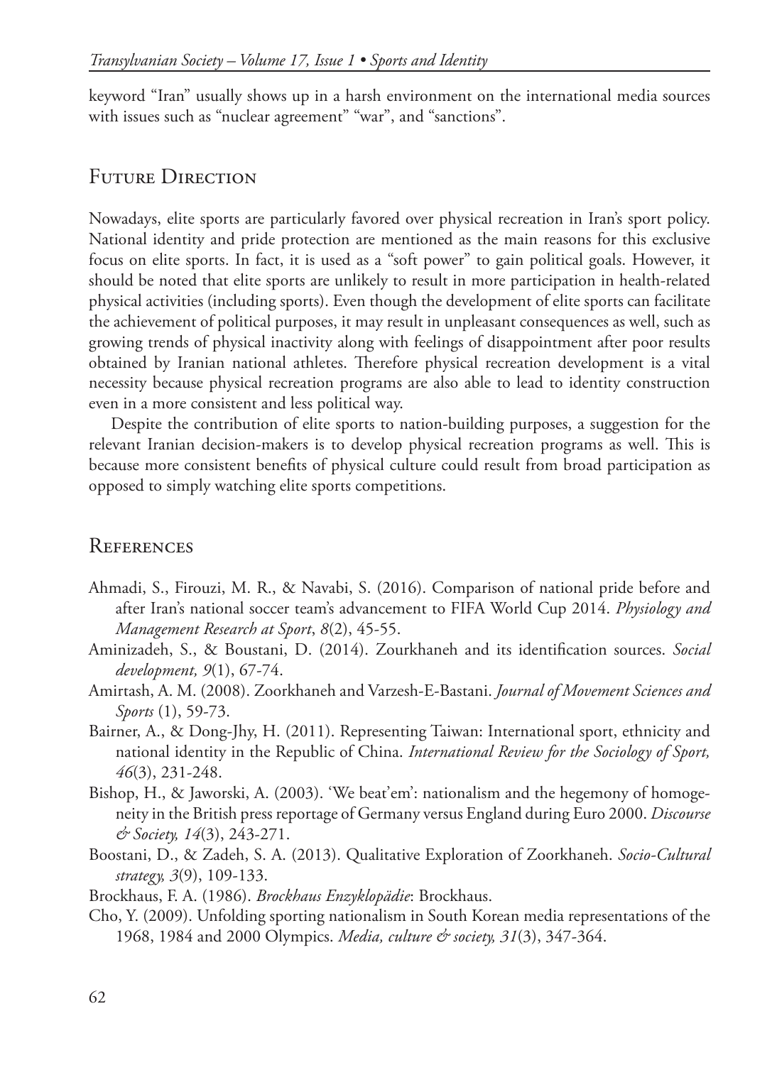keyword “Iran” usually shows up in a harsh environment on the international media sources with issues such as “nuclear agreement” “war”, and “sanctions”.

## Future Direction

Nowadays, elite sports are particularly favored over physical recreation in Iran’s sport policy. National identity and pride protection are mentioned as the main reasons for this exclusive focus on elite sports. In fact, it is used as a “soft power” to gain political goals. However, it should be noted that elite sports are unlikely to result in more participation in health-related physical activities (including sports). Even though the development of elite sports can facilitate the achievement of political purposes, it may result in unpleasant consequences as well, such as growing trends of physical inactivity along with feelings of disappointment after poor results obtained by Iranian national athletes. Therefore physical recreation development is a vital necessity because physical recreation programs are also able to lead to identity construction even in a more consistent and less political way.

Despite the contribution of elite sports to nation-building purposes, a suggestion for the relevant Iranian decision-makers is to develop physical recreation programs as well. This is because more consistent benefits of physical culture could result from broad participation as opposed to simply watching elite sports competitions.

## References

Ahmadi, S., Firouzi, M. R., & Navabi, S. (2016). Comparison of national pride before and after Iran’s national soccer team’s advancement to FIFA World Cup 2014. *Physiology and Management Research at Sport*, *8*(2), 45-55.

Aminizadeh, S., & Boustani, D. (2014). Zourkhaneh and its identification sources. *Social development, 9*(1), 67-74.

Amirtash, A. M. (2008). Zoorkhaneh and Varzesh-E-Bastani. *Journal of Movement Sciences and Sports* (1), 59-73.

Bairner, A., & Dong-Jhy, H. (2011). Representing Taiwan: International sport, ethnicity and national identity in the Republic of China. *International Review for the Sociology of Sport, 46*(3), 231-248.

Bishop, H., & Jaworski, A. (2003). ‘We beat’em’: nationalism and the hegemony of homogeneity in the British press reportage of Germany versus England during Euro 2000. *Discourse & Society, 14*(3), 243-271.

Boostani, D., & Zadeh, S. A. (2013). Qualitative Exploration of Zoorkhaneh. *Socio-Cultural strategy, 3*(9), 109-133.

Brockhaus, F. A. (1986). *Brockhaus Enzyklopädie*: Brockhaus.

Cho, Y. (2009). Unfolding sporting nationalism in South Korean media representations of the 1968, 1984 and 2000 Olympics. *Media, culture & society, 31*(3), 347-364.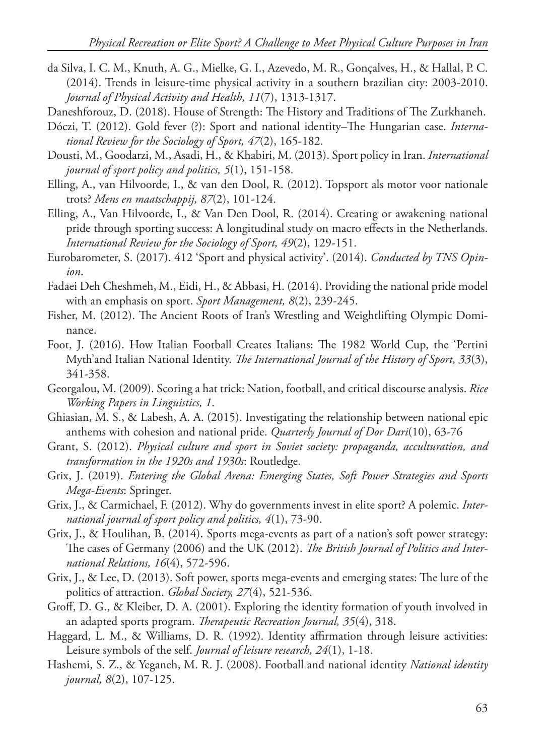da Silva, I. C. M., Knuth, A. G., Mielke, G. I., Azevedo, M. R., Gonçalves, H., & Hallal, P. C. (2014). Trends in leisure-time physical activity in a southern brazilian city: 2003-2010. *Journal of Physical Activity and Health, 11*(7), 1313-1317.

Daneshforouz, D. (2018). House of Strength: The History and Traditions of The Zurkhaneh.

Dóczi, T. (2012). Gold fever (?): Sport and national identity–The Hungarian case. *International Review for the Sociology of Sport, 47*(2), 165-182.

Dousti, M., Goodarzi, M., Asadi, H., & Khabiri, M. (2013). Sport policy in Iran. *International journal of sport policy and politics, 5*(1), 151-158.

Elling, A., van Hilvoorde, I., & van den Dool, R. (2012). Topsport als motor voor nationale trots? *Mens en maatschappij, 87*(2), 101-124.

Elling, A., Van Hilvoorde, I., & Van Den Dool, R. (2014). Creating or awakening national pride through sporting success: A longitudinal study on macro effects in the Netherlands. *International Review for the Sociology of Sport, 49*(2), 129-151.

Eurobarometer, S. (2017). 412 'Sport and physical activity'. (2014). *Conducted by TNS Opinion*.

Fadaei Deh Cheshmeh, M., Eidi, H., & Abbasi, H. (2014). Providing the national pride model with an emphasis on sport. *Sport Management, 8*(2), 239-245.

Fisher, M. (2012). The Ancient Roots of Iran's Wrestling and Weightlifting Olympic Dominance.

Foot, J. (2016). How Italian Football Creates Italians: The 1982 World Cup, the 'Pertini Myth'and Italian National Identity. *The International Journal of the History of Sport, 33*(3), 341-358.

Georgalou, M. (2009). Scoring a hat trick: Nation, football, and critical discourse analysis. *Rice Working Papers in Linguistics, 1*.

Ghiasian, M. S., & Labesh, A. A. (2015). Investigating the relationship between national epic anthems with cohesion and national pride. *Quarterly Journal of Dor Dari*(10), 63-76

Grant, S. (2012). *Physical culture and sport in Soviet society: propaganda, acculturation, and transformation in the 1920s and 1930s*: Routledge.

Grix, J. (2019). *Entering the Global Arena: Emerging States, Soft Power Strategies and Sports Mega-Events*: Springer.

Grix, J., & Carmichael, F. (2012). Why do governments invest in elite sport? A polemic. *International journal of sport policy and politics, 4*(1), 73-90.

Grix, J., & Houlihan, B. (2014). Sports mega-events as part of a nation's soft power strategy: The cases of Germany (2006) and the UK (2012). *The British Journal of Politics and International Relations, 16*(4), 572-596.

Grix, J., & Lee, D. (2013). Soft power, sports mega-events and emerging states: The lure of the politics of attraction. *Global Society, 27*(4), 521-536.

Groff, D. G., & Kleiber, D. A. (2001). Exploring the identity formation of youth involved in an adapted sports program. *Therapeutic Recreation Journal, 35*(4), 318.

Haggard, L. M., & Williams, D. R. (1992). Identity affirmation through leisure activities: Leisure symbols of the self. *Journal of leisure research, 24*(1), 1-18.

Hashemi, S. Z., & Yeganeh, M. R. J. (2008). Football and national identity *National identity journal, 8*(2), 107-125.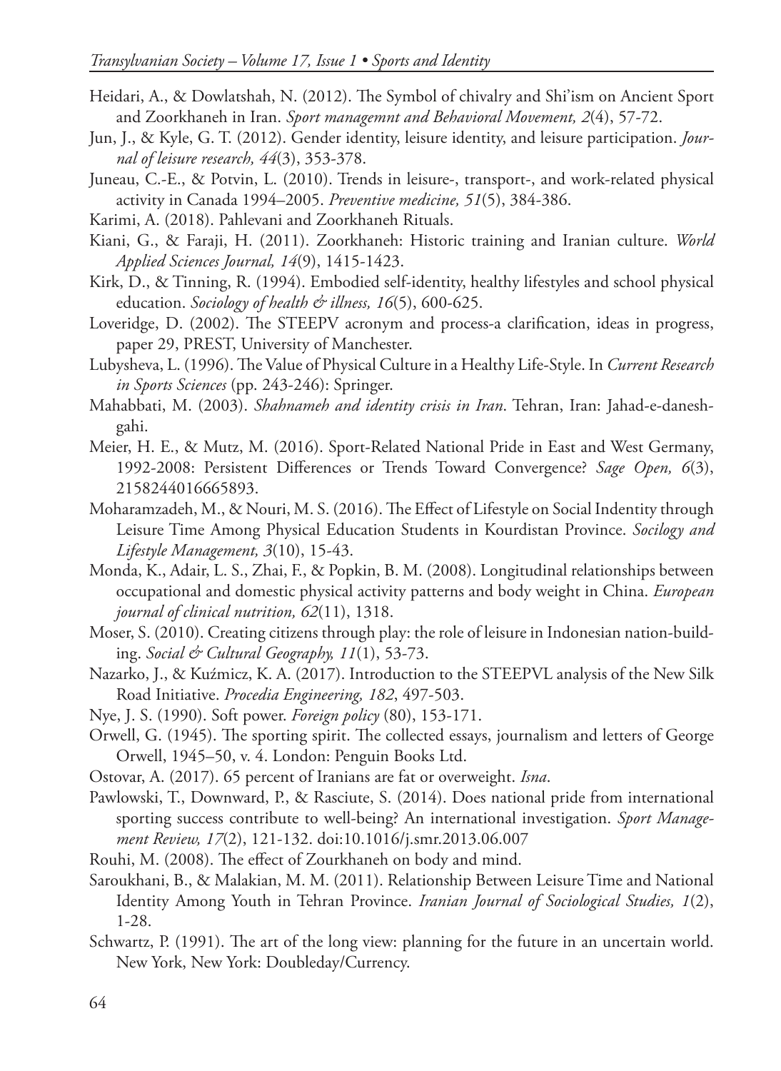Heidari, A., & Dowlatshah, N. (2012). The Symbol of chivalry and Shi'ism on Ancient Sport and Zoorkhaneh in Iran. *Sport managemnt and Behavioral Movement, 2*(4), 57-72.

Jun, J., & Kyle, G. T. (2012). Gender identity, leisure identity, and leisure participation. *Journal of leisure research, 44*(3), 353-378.

Juneau, C.-E., & Potvin, L. (2010). Trends in leisure-, transport-, and work-related physical activity in Canada 1994–2005. *Preventive medicine, 51*(5), 384-386.

Karimi, A. (2018). Pahlevani and Zoorkhaneh Rituals.

Kiani, G., & Faraji, H. (2011). Zoorkhaneh: Historic training and Iranian culture. *World Applied Sciences Journal, 14*(9), 1415-1423.

Kirk, D., & Tinning, R. (1994). Embodied self-identity, healthy lifestyles and school physical education. *Sociology of health & illness, 16*(5), 600-625.

Loveridge, D. (2002). The STEEPV acronym and process-a clarification, ideas in progress, paper 29, PREST, University of Manchester.

Lubysheva, L. (1996). The Value of Physical Culture in a Healthy Life-Style. In *Current Research in Sports Sciences* (pp. 243-246): Springer.

Mahabbati, M. (2003). *Shahnameh and identity crisis in Iran*. Tehran, Iran: Jahad-e-daneshgahi.

Meier, H. E., & Mutz, M. (2016). Sport-Related National Pride in East and West Germany, 1992-2008: Persistent Differences or Trends Toward Convergence? *Sage Open, 6*(3), 2158244016665893.

Moharamzadeh, M., & Nouri, M. S. (2016). The Effect of Lifestyle on Social Indentity through Leisure Time Among Physical Education Students in Kourdistan Province. *Socilogy and Lifestyle Management, 3*(10), 15-43.

Monda, K., Adair, L. S., Zhai, F., & Popkin, B. M. (2008). Longitudinal relationships between occupational and domestic physical activity patterns and body weight in China. *European journal of clinical nutrition, 62*(11), 1318.

Moser, S. (2010). Creating citizens through play: the role of leisure in Indonesian nation-building. *Social & Cultural Geography, 11*(1), 53-73.

Nazarko, J., & Kuźmicz, K. A. (2017). Introduction to the STEEPVL analysis of the New Silk Road Initiative. *Procedia Engineering, 182*, 497-503.

Nye, J. S. (1990). Soft power. *Foreign policy* (80), 153-171.

Orwell, G. (1945). The sporting spirit. The collected essays, journalism and letters of George Orwell, 1945–50, v. 4. London: Penguin Books Ltd.

Ostovar, A. (2017). 65 percent of Iranians are fat or overweight. *Isna*.

Pawlowski, T., Downward, P., & Rasciute, S. (2014). Does national pride from international sporting success contribute to well-being? An international investigation. *Sport Management Review, 17*(2), 121-132. doi:10.1016/j.smr.2013.06.007

Rouhi, M. (2008). The effect of Zourkhaneh on body and mind.

Saroukhani, B., & Malakian, M. M. (2011). Relationship Between Leisure Time and National Identity Among Youth in Tehran Province. *Iranian Journal of Sociological Studies, 1*(2), 1-28.

Schwartz, P. (1991). The art of the long view: planning for the future in an uncertain world. New York, New York: Doubleday/Currency.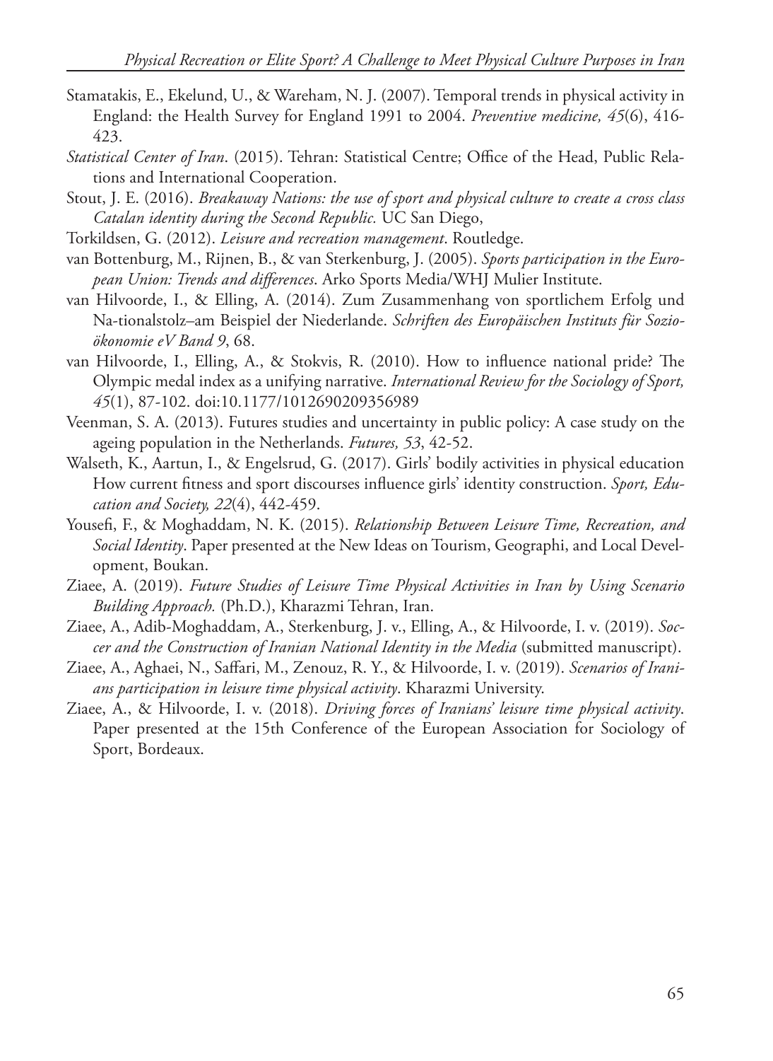Stamatakis, E., Ekelund, U., & Wareham, N. J. (2007). Temporal trends in physical activity in England: the Health Survey for England 1991 to 2004. *Preventive medicine, 45*(6), 416-423.

*Statistical Center of Iran*. (2015). Tehran: Statistical Centre; Office of the Head, Public Relations and International Cooperation.

Stout, J. E. (2016). *Breakaway Nations: the use of sport and physical culture to create a cross class Catalan identity during the Second Republic.* UC San Diego,

Torkildsen, G. (2012). *Leisure and recreation management*. Routledge.

van Bottenburg, M., Rijnen, B., & van Sterkenburg, J. (2005). *Sports participation in the European Union: Trends and differences*. Arko Sports Media/WHJ Mulier Institute.

van Hilvoorde, I., & Elling, A. (2014). Zum Zusammenhang von sportlichem Erfolg und Na-tionalstolz–am Beispiel der Niederlande. *Schriften des Europäischen Instituts für Sozioökonomie eV Band 9*, 68.

van Hilvoorde, I., Elling, A., & Stokvis, R. (2010). How to influence national pride? The Olympic medal index as a unifying narrative. *International Review for the Sociology of Sport, 45*(1), 87-102. doi:10.1177/1012690209356989

Veenman, S. A. (2013). Futures studies and uncertainty in public policy: A case study on the ageing population in the Netherlands. *Futures, 53*, 42-52.

Walseth, K., Aartun, I., & Engelsrud, G. (2017). Girls' bodily activities in physical education How current fitness and sport discourses influence girls' identity construction. *Sport, Education and Society, 22*(4), 442-459.

Yousefi, F., & Moghaddam, N. K. (2015). *Relationship Between Leisure Time, Recreation, and Social Identity*. Paper presented at the New Ideas on Tourism, Geographi, and Local Development, Boukan.

Ziaee, A. (2019). *Future Studies of Leisure Time Physical Activities in Iran by Using Scenario Building Approach.* (Ph.D.), Kharazmi Tehran, Iran.

Ziaee, A., Adib-Moghaddam, A., Sterkenburg, J. v., Elling, A., & Hilvoorde, I. v. (2019). *Soccer and the Construction of Iranian National Identity in the Media* (submitted manuscript).

Ziaee, A., Aghaei, N., Saffari, M., Zenouz, R. Y., & Hilvoorde, I. v. (2019). *Scenarios of Iranians participation in leisure time physical activity*. Kharazmi University.

Ziaee, A., & Hilvoorde, I. v. (2018). *Driving forces of Iranians' leisure time physical activity*. Paper presented at the 15th Conference of the European Association for Sociology of Sport, Bordeaux.